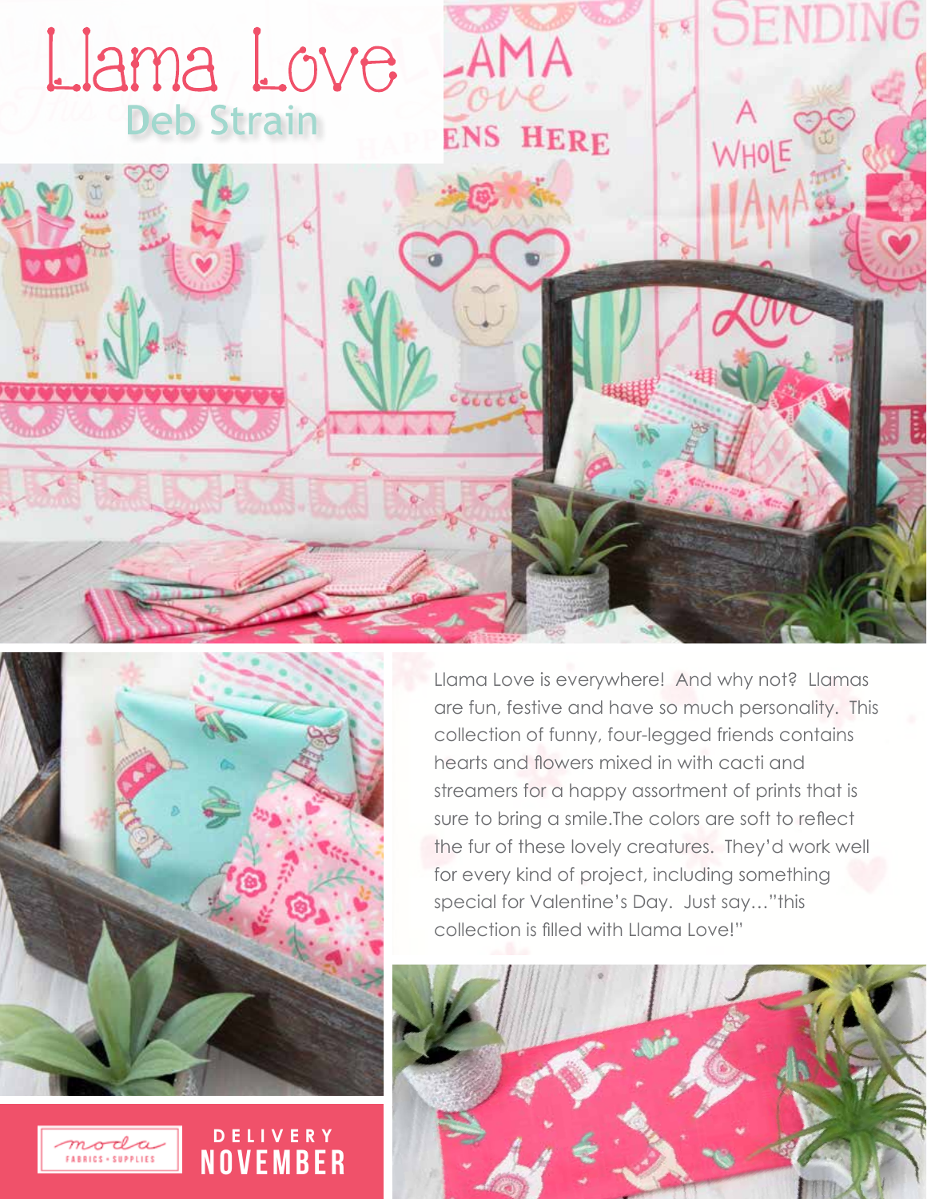# Llama Love

## Deb Strain

Llama Love is everywhere! And why not? Llamas are fun, festive and have so much personality. This collection of funny, four-legged friends contains hearts and flowers mixed in with cacti and streamers for a happy assortment of prints that is sure to bring a smile.The colors are soft to reflect the fur of these lovely creatures. They'd work well for every kind of project, including something special for Valentine's Day. Just say…"this collection is filled with Llama Love!"

moda FABRICS + SUPPLIES

**DELIVERY NOVEMBER**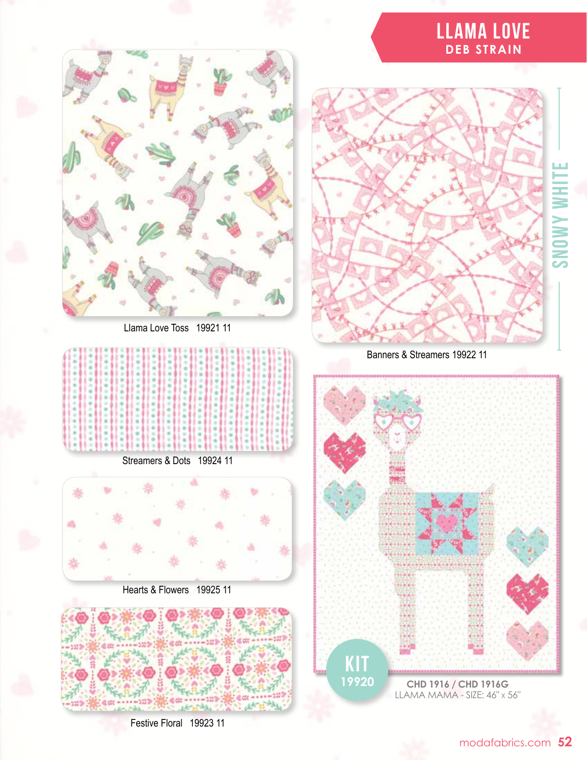# LLAMA LOVE

## DEB STRAIN

SNOWY WHITE

Llama Love Toss 19921 11

Banners & Streamers 19922 11

Streamers & Dots 19924 11

Hearts & Flowers 19925 11

Festive Floral 19923 11

KIT 19920

**CHD 1916 / CHD 1916G**
LLAMA MAMA - SIZE: 46" x 56"

modafabrics.com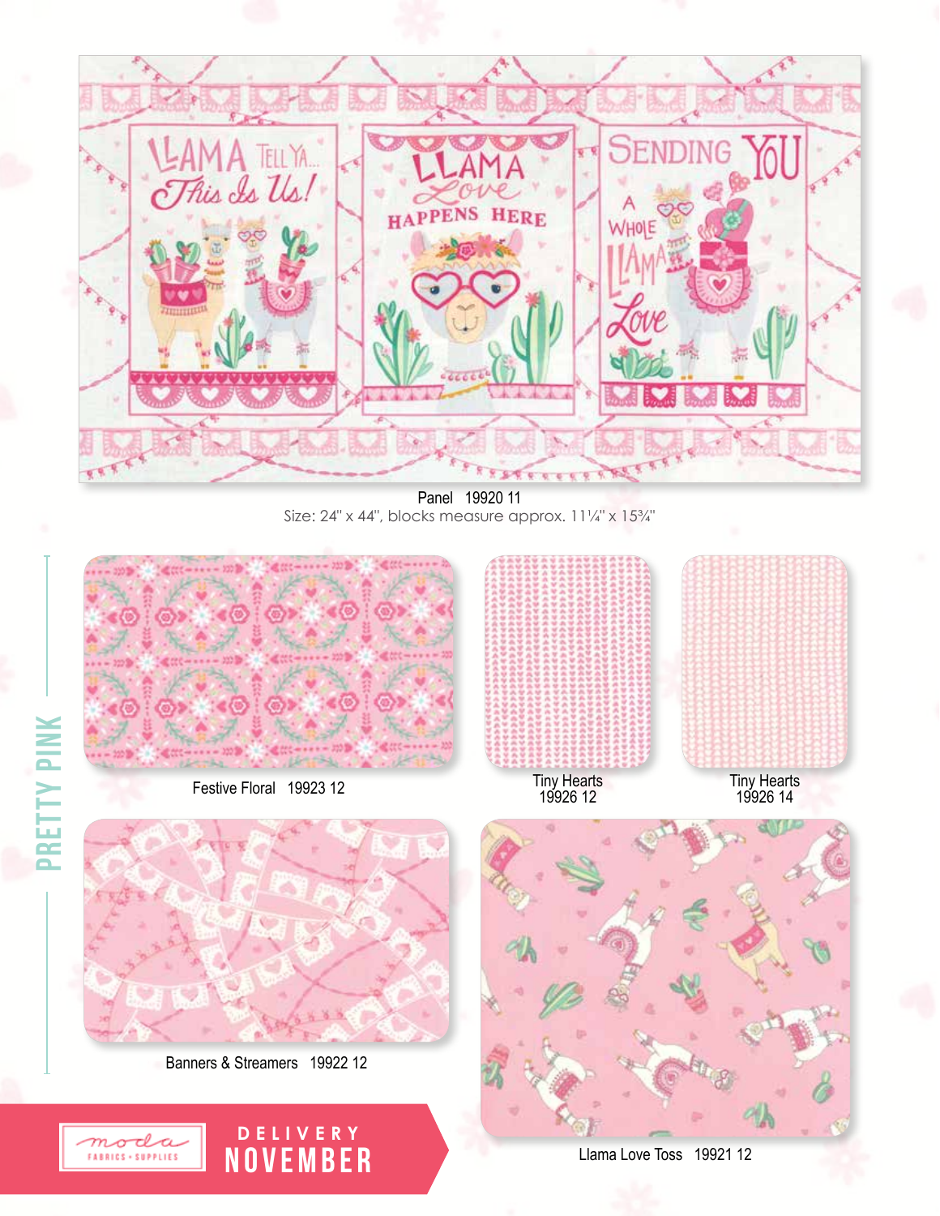Panel 19920 11
Size: 24" x 44", blocks measure approx. 11¼" x 15¾"

## PRETTY PINK

Festive Floral 19923 12

Tiny Hearts 19926 12

Tiny Hearts 19926 14

Banners & Streamers 19922 12

Llama Love Toss 19921 12

moda FABRICS + SUPPLIES

DELIVERY **NOVEMBER**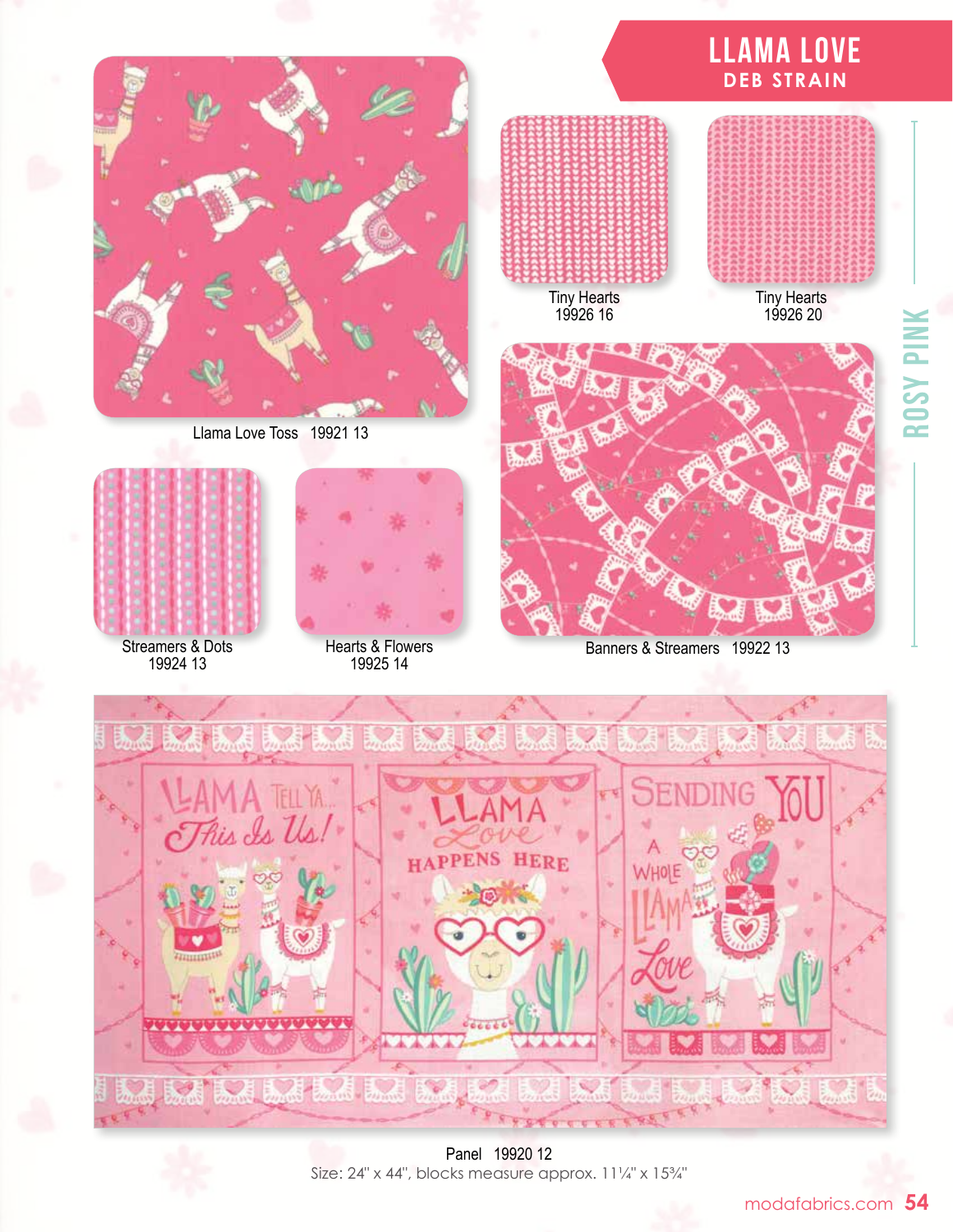# LLAMA LOVE

## DEB STRAIN

ROSY PINK

Llama Love Toss 19921 13

Tiny Hearts
19926 16

Tiny Hearts
19926 20

Streamers & Dots
19924 13

Hearts & Flowers
19925 14

Banners & Streamers 19922 13

Panel 19920 12
Size: 24" x 44", blocks measure approx. 11¼" x 15¾"

modafabrics.com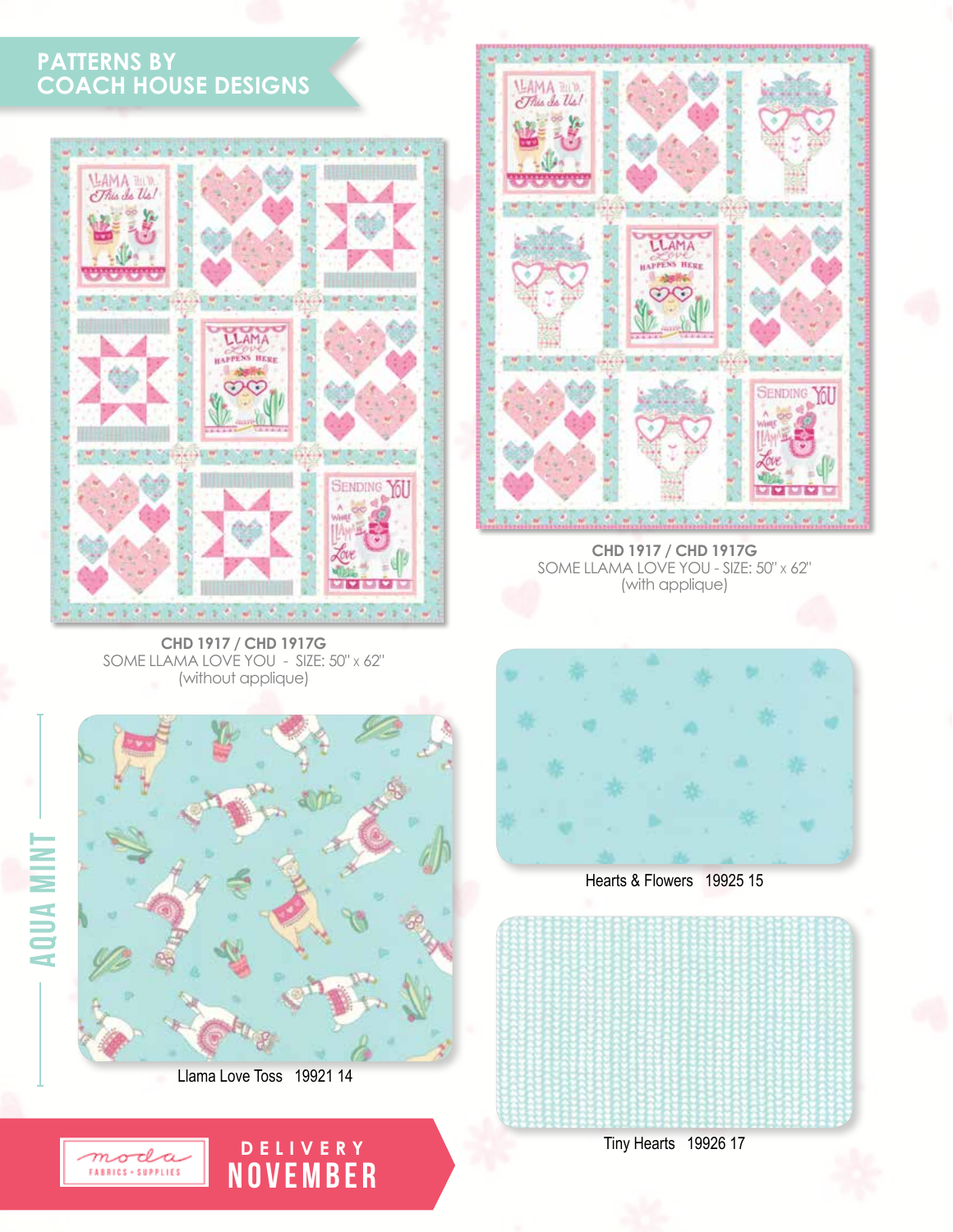## PATTERNS BY COACH HOUSE DESIGNS

**CHD 1917 / CHD 1917G**
SOME LLAMA LOVE YOU - SIZE: 50" x 62"
(with applique)

**CHD 1917 / CHD 1917G**
SOME LLAMA LOVE YOU - SIZE: 50" x 62"
(without applique)

AQUA MINT

Hearts & Flowers 19925 15

Llama Love Toss 19921 14

Tiny Hearts 19926 17

moda FABRICS + SUPPLIES

DELIVERY NOVEMBER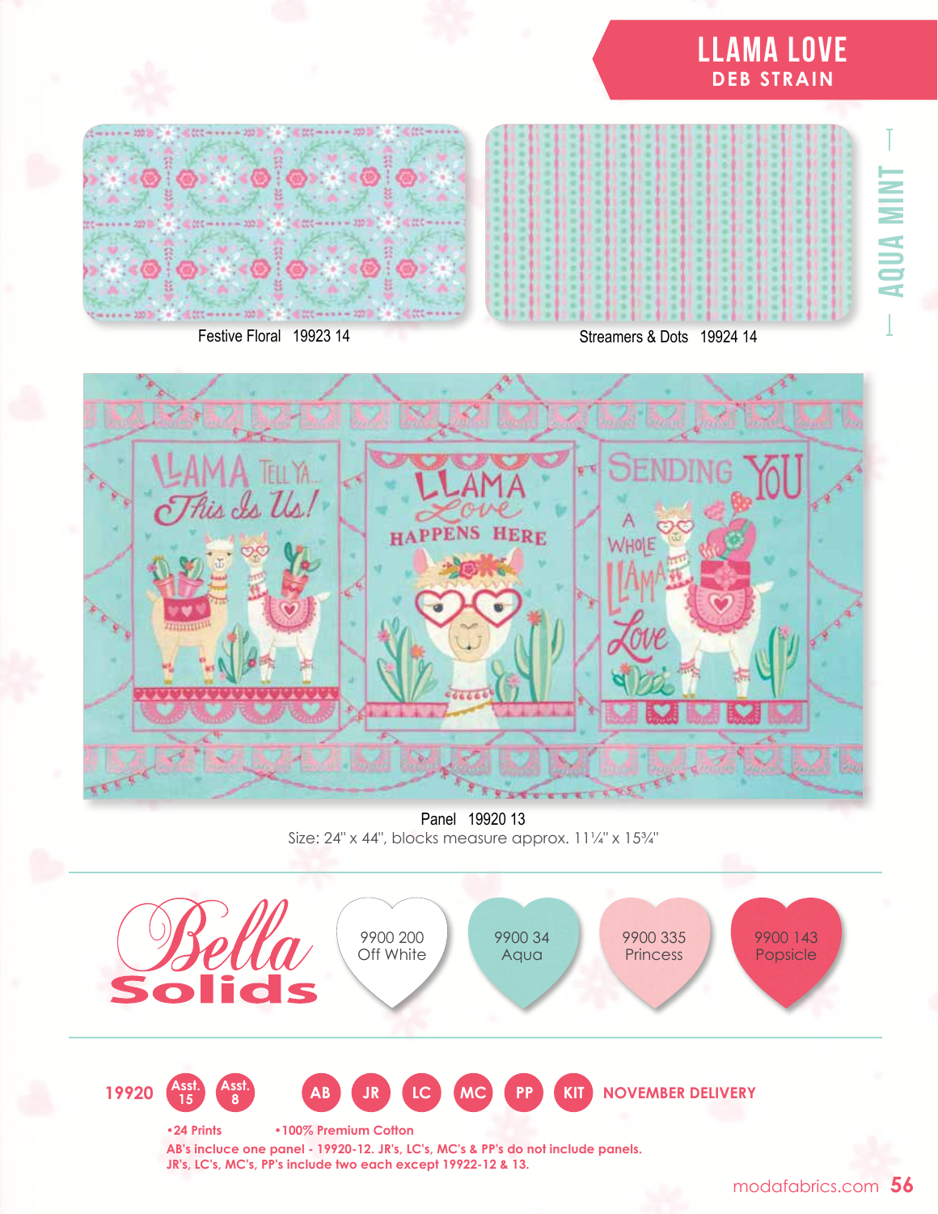# LLAMA LOVE
## DEB STRAIN

AQUA MINT

Festive Floral 19923 14

Streamers & Dots 19924 14

Panel 19920 13
Size: 24" x 44", blocks measure approx. 11¼" x 15¾"

**Bella Solids**

9900 200 Off White

9900 34 Aqua

9900 335 Princess

9900 143 Popsicle

**19920** Asst. 15 Asst. 8 AB JR LC MC PP KIT **NOVEMBER DELIVERY**

•24 Prints •100% Premium Cotton

AB's inlcuce one panel - 19920-12. JR's, LC's, MC's & PP's do not include panels.
JR's, LC's, MC's, PP's include two each except 19922-12 & 13.

modafabrics.com